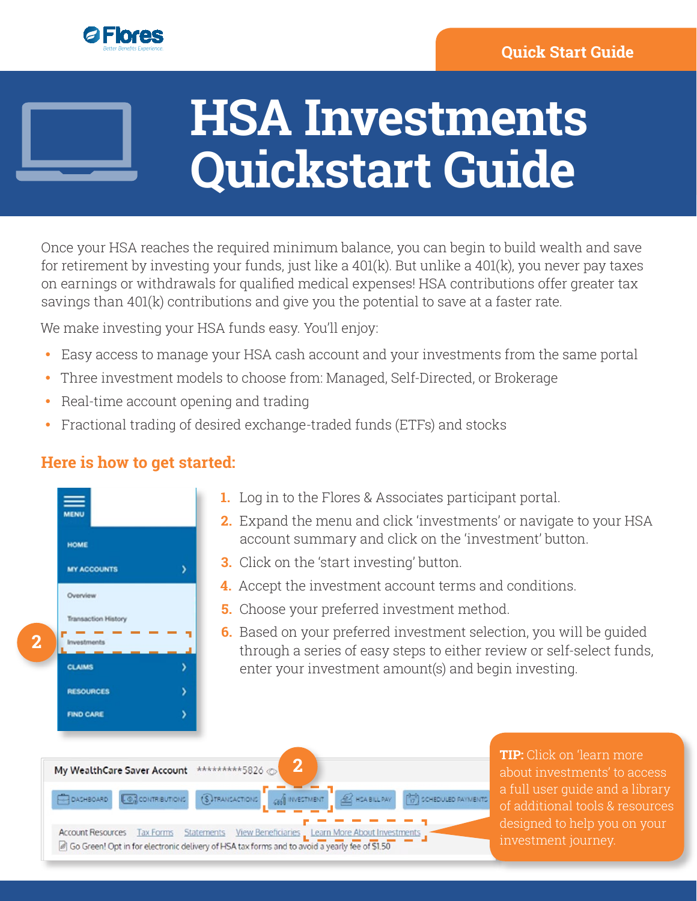Quick Start Guide

# HSA Investments Quickstart Guide

Once your HSA reaches the required minimum balance, you can begin to build wealth and save for retirement by investing your funds, just like a 401(k). But unlike a 401(k), you never pay taxes on earnings or withdrawals for qualified medical expenses! HSA contributions offer greater tax savings than 401(k) contributions and give you the potential to save at a faster rate.

We make investing your HSA funds easy. You'll enjoy:

- Easy access to manage your HSA cash account and your investments from the same portal
- Three investment models to choose from: Managed, Self-Directed, or Brokerage
- Real-time account opening and trading
- Fractional trading of desired exchange-traded funds (ETFs) and stocks

## Here is how to get started:

1. Log in to the Flores & Associates participant portal.
2. Expand the menu and click 'investments' or navigate to your HSA account summary and click on the 'investment' button.
3. Click on the 'start investing' button.
4. Accept the investment account terms and conditions.
5. Choose your preferred investment method.
6. Based on your preferred investment selection, you will be guided through a series of easy steps to either review or self-select funds, enter your investment amount(s) and begin investing.

**TIP:** Click on 'learn more about investments' to access a full user guide and a library of additional tools & resources designed to help you on your investment journey.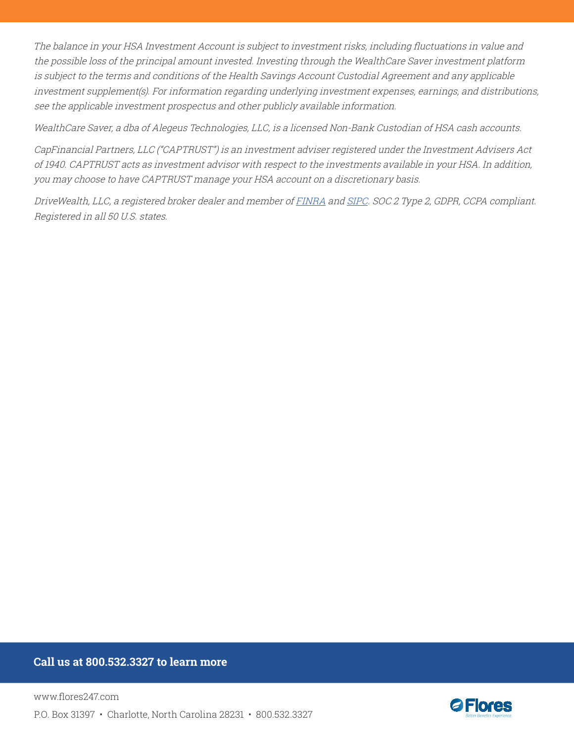*The balance in your HSA Investment Account is subject to investment risks, including fluctuations in value and the possible loss of the principal amount invested. Investing through the WealthCare Saver investment platform is subject to the terms and conditions of the Health Savings Account Custodial Agreement and any applicable investment supplement(s). For information regarding underlying investment expenses, earnings, and distributions, see the applicable investment prospectus and other publicly available information.*

*WealthCare Saver, a dba of Alegeus Technologies, LLC, is a licensed Non-Bank Custodian of HSA cash accounts.*

*CapFinancial Partners, LLC ("CAPTRUST") is an investment adviser registered under the Investment Advisers Act of 1940. CAPTRUST acts as investment advisor with respect to the investments available in your HSA. In addition, you may choose to have CAPTRUST manage your HSA account on a discretionary basis.*

*DriveWealth, LLC, a registered broker dealer and member of FINRA and SIPC. SOC 2 Type 2, GDPR, CCPA compliant. Registered in all 50 U.S. states.*

**Call us at 800.532.3327 to learn more**

www.flores247.com

P.O. Box 31397 • Charlotte, North Carolina 28231 • 800.532.3327

Flores
Better Benefits Experience.